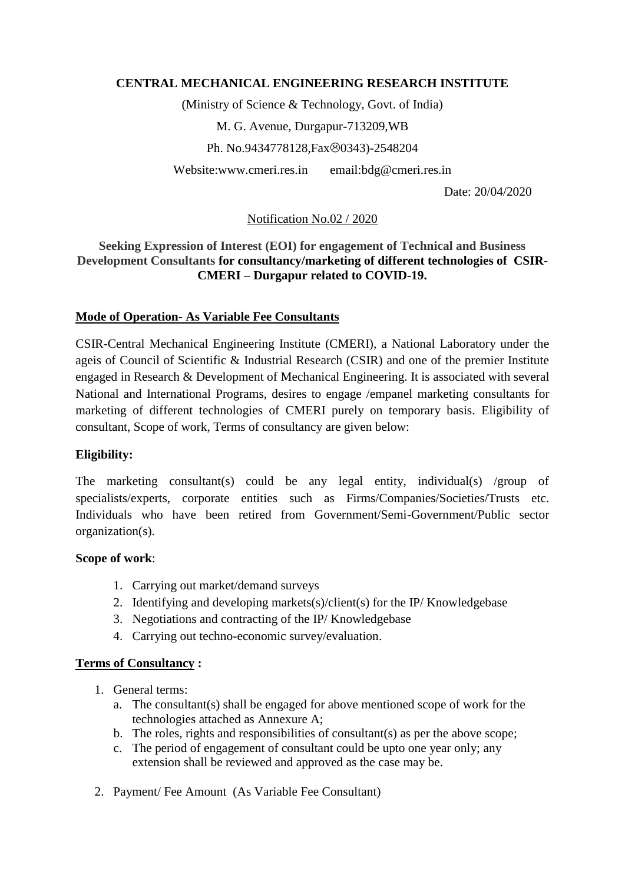**CENTRAL MECHANICAL ENGINEERING RESEARCH INSTITUTE**

(Ministry of Science & Technology, Govt. of India)

M. G. Avenue, Durgapur-713209,WB

Ph. No.9434778128,Fax☹0343)-2548204

Website:www.cmeri.res.in email:bdg@cmeri.res.in

Date: 20/04/2020

Notification No.02 / 2020

**Seeking Expression of Interest (EOI) for engagement of Technical and Business Development Consultants for consultancy/marketing of different technologies of CSIR-CMERI – Durgapur related to COVID-19.**

**Mode of Operation- As Variable Fee Consultants**

CSIR-Central Mechanical Engineering Institute (CMERI), a National Laboratory under the ageis of Council of Scientific & Industrial Research (CSIR) and one of the premier Institute engaged in Research & Development of Mechanical Engineering. It is associated with several National and International Programs, desires to engage /empanel marketing consultants for marketing of different technologies of CMERI purely on temporary basis. Eligibility of consultant, Scope of work, Terms of consultancy are given below:

**Eligibility:**

The marketing consultant(s) could be any legal entity, individual(s) /group of specialists/experts, corporate entities such as Firms/Companies/Societies/Trusts etc. Individuals who have been retired from Government/Semi-Government/Public sector organization(s).

**Scope of work**:

1. Carrying out market/demand surveys
2. Identifying and developing markets(s)/client(s) for the IP/ Knowledgebase
3. Negotiations and contracting of the IP/ Knowledgebase
4. Carrying out techno-economic survey/evaluation.

**Terms of Consultancy :**

1. General terms:
   a. The consultant(s) shall be engaged for above mentioned scope of work for the technologies attached as Annexure A;
   b. The roles, rights and responsibilities of consultant(s) as per the above scope;
   c. The period of engagement of consultant could be upto one year only; any extension shall be reviewed and approved as the case may be.
2. Payment/ Fee Amount (As Variable Fee Consultant)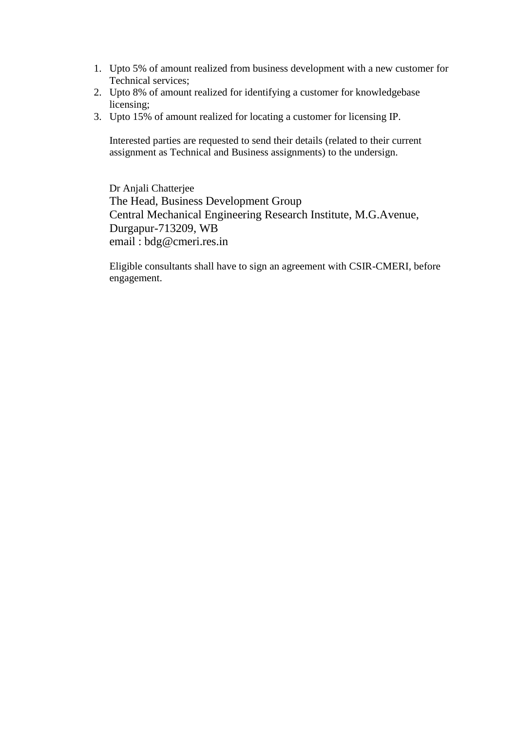1. Upto 5% of amount realized from business development with a new customer for Technical services;
2. Upto 8% of amount realized for identifying a customer for knowledgebase licensing;
3. Upto 15% of amount realized for locating a customer for licensing IP.

   Interested parties are requested to send their details (related to their current assignment as Technical and Business assignments) to the undersign.

   Dr Anjali Chatterjee
   The Head, Business Development Group
   Central Mechanical Engineering Research Institute, M.G.Avenue, Durgapur-713209, WB
   email : bdg@cmeri.res.in

   Eligible consultants shall have to sign an agreement with CSIR-CMERI, before engagement.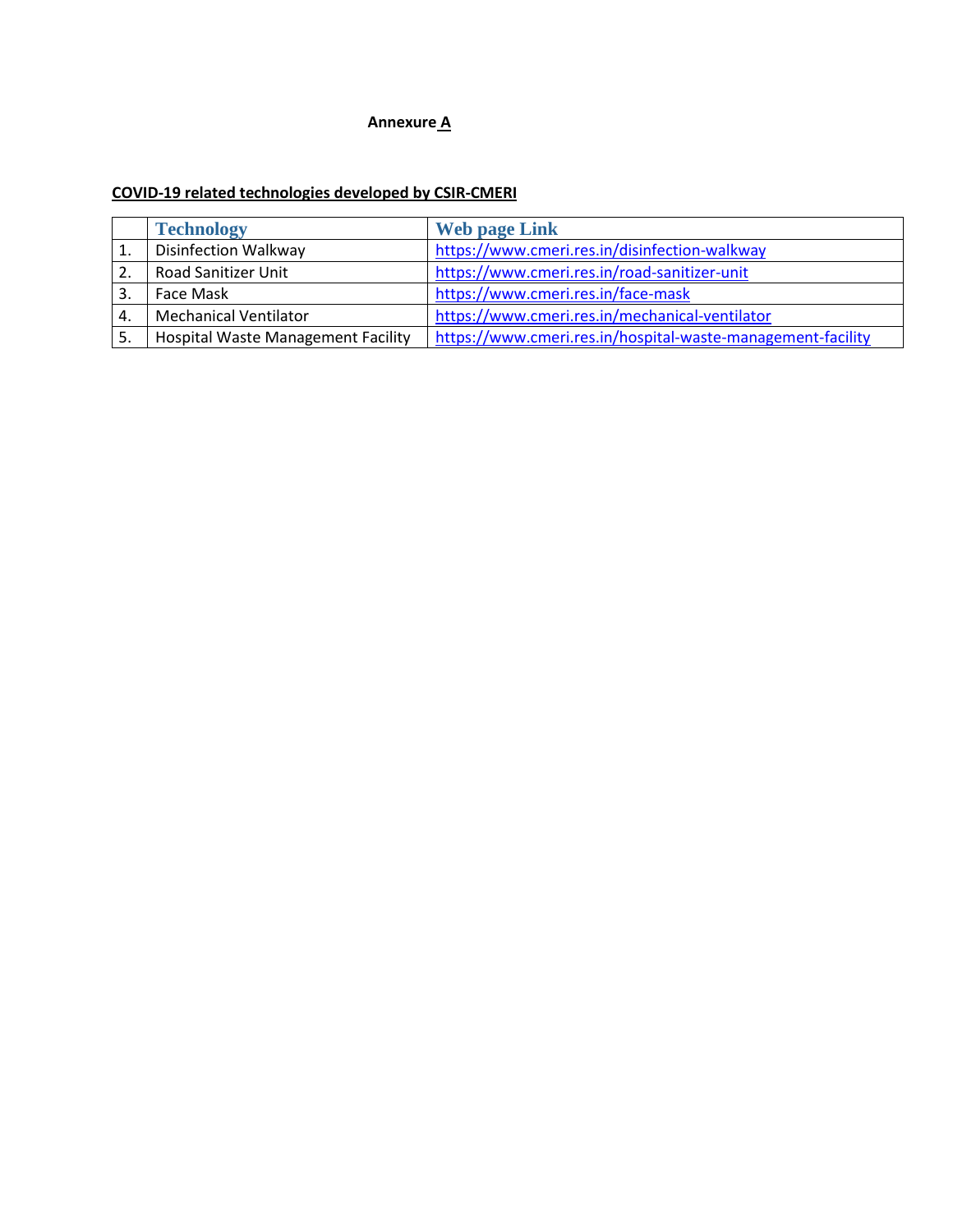**Annexure A**

**COVID-19 related technologies developed by CSIR-CMERI**

| | Technology | Web page Link |
|---|---|---|
| 1. | Disinfection Walkway | https://www.cmeri.res.in/disinfection-walkway |
| 2. | Road Sanitizer Unit | https://www.cmeri.res.in/road-sanitizer-unit |
| 3. | Face Mask | https://www.cmeri.res.in/face-mask |
| 4. | Mechanical Ventilator | https://www.cmeri.res.in/mechanical-ventilator |
| 5. | Hospital Waste Management Facility | https://www.cmeri.res.in/hospital-waste-management-facility |